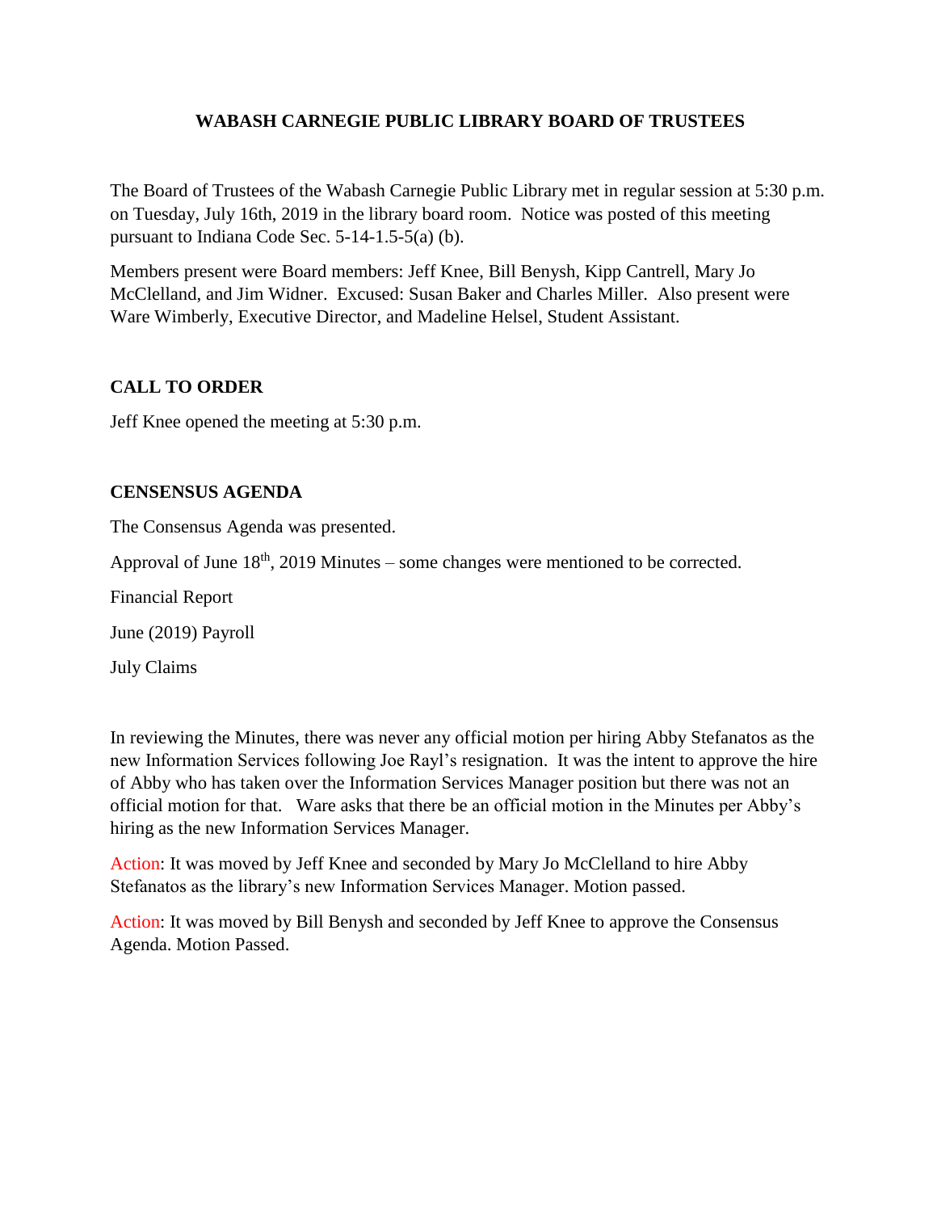# WABASH CARNEGIE PUBLIC LIBRARY BOARD OF TRUSTEES

The Board of Trustees of the Wabash Carnegie Public Library met in regular session at 5:30 p.m. on Tuesday, July 16th, 2019 in the library board room. Notice was posted of this meeting pursuant to Indiana Code Sec. 5-14-1.5-5(a) (b).

Members present were Board members: Jeff Knee, Bill Benysh, Kipp Cantrell, Mary Jo McClelland, and Jim Widner. Excused: Susan Baker and Charles Miller. Also present were Ware Wimberly, Executive Director, and Madeline Helsel, Student Assistant.

## CALL TO ORDER

Jeff Knee opened the meeting at 5:30 p.m.

## CENSENSUS AGENDA

The Consensus Agenda was presented.

Approval of June 18th, 2019 Minutes – some changes were mentioned to be corrected.

Financial Report

June (2019) Payroll

July Claims

In reviewing the Minutes, there was never any official motion per hiring Abby Stefanatos as the new Information Services following Joe Rayl's resignation. It was the intent to approve the hire of Abby who has taken over the Information Services Manager position but there was not an official motion for that. Ware asks that there be an official motion in the Minutes per Abby's hiring as the new Information Services Manager.

Action: It was moved by Jeff Knee and seconded by Mary Jo McClelland to hire Abby Stefanatos as the library's new Information Services Manager. Motion passed.

Action: It was moved by Bill Benysh and seconded by Jeff Knee to approve the Consensus Agenda. Motion Passed.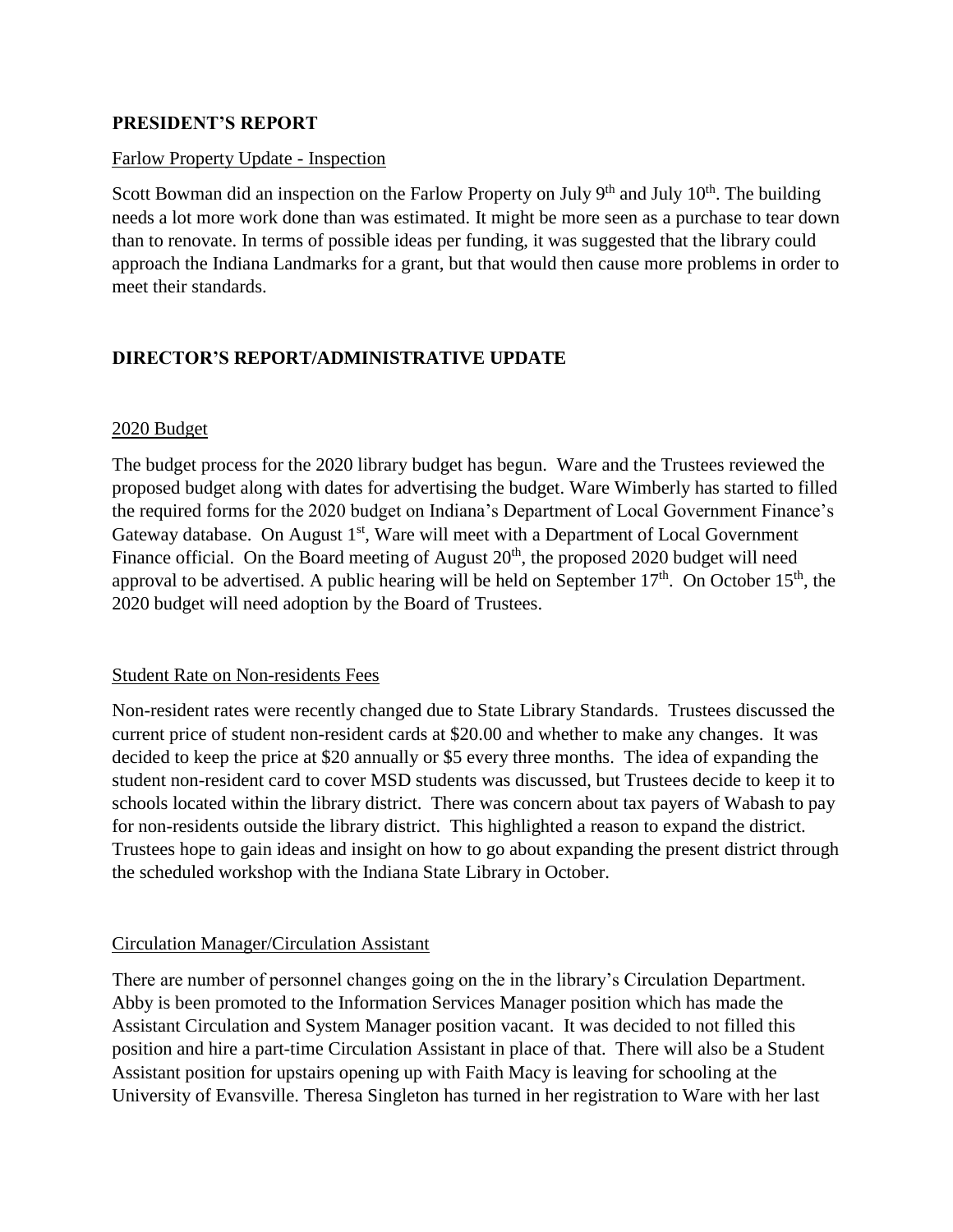## PRESIDENT'S REPORT

Farlow Property Update - Inspection

Scott Bowman did an inspection on the Farlow Property on July 9th and July 10th. The building needs a lot more work done than was estimated. It might be more seen as a purchase to tear down than to renovate. In terms of possible ideas per funding, it was suggested that the library could approach the Indiana Landmarks for a grant, but that would then cause more problems in order to meet their standards.

## DIRECTOR'S REPORT/ADMINISTRATIVE UPDATE

2020 Budget

The budget process for the 2020 library budget has begun. Ware and the Trustees reviewed the proposed budget along with dates for advertising the budget. Ware Wimberly has started to filled the required forms for the 2020 budget on Indiana's Department of Local Government Finance's Gateway database. On August 1st, Ware will meet with a Department of Local Government Finance official. On the Board meeting of August 20th, the proposed 2020 budget will need approval to be advertised. A public hearing will be held on September 17th. On October 15th, the 2020 budget will need adoption by the Board of Trustees.

Student Rate on Non-residents Fees

Non-resident rates were recently changed due to State Library Standards. Trustees discussed the current price of student non-resident cards at $20.00 and whether to make any changes. It was decided to keep the price at $20 annually or $5 every three months. The idea of expanding the student non-resident card to cover MSD students was discussed, but Trustees decide to keep it to schools located within the library district. There was concern about tax payers of Wabash to pay for non-residents outside the library district. This highlighted a reason to expand the district. Trustees hope to gain ideas and insight on how to go about expanding the present district through the scheduled workshop with the Indiana State Library in October.

Circulation Manager/Circulation Assistant

There are number of personnel changes going on the in the library's Circulation Department. Abby is been promoted to the Information Services Manager position which has made the Assistant Circulation and System Manager position vacant. It was decided to not filled this position and hire a part-time Circulation Assistant in place of that. There will also be a Student Assistant position for upstairs opening up with Faith Macy is leaving for schooling at the University of Evansville. Theresa Singleton has turned in her registration to Ware with her last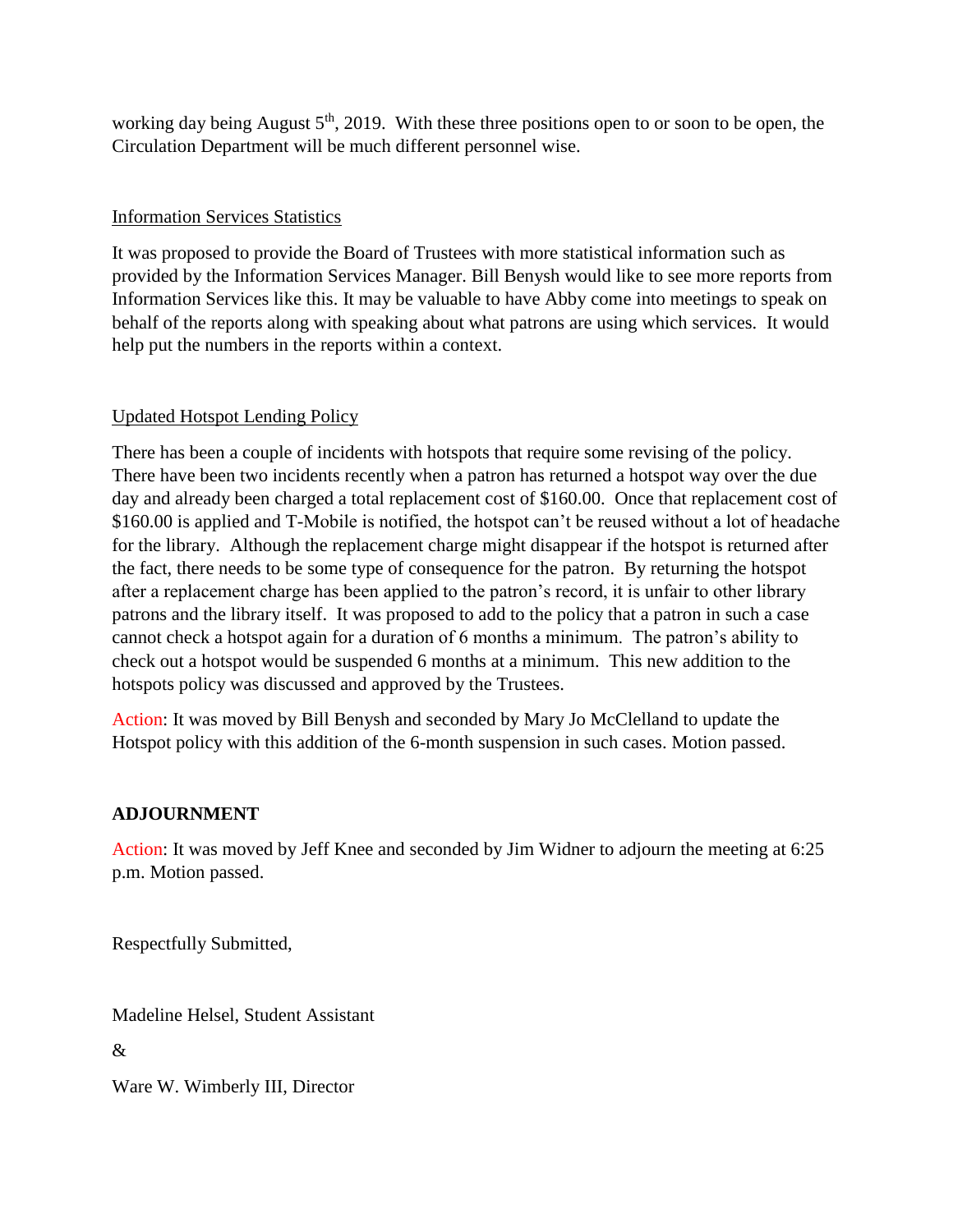working day being August 5th, 2019. With these three positions open to or soon to be open, the Circulation Department will be much different personnel wise.

Information Services Statistics

It was proposed to provide the Board of Trustees with more statistical information such as provided by the Information Services Manager. Bill Benysh would like to see more reports from Information Services like this. It may be valuable to have Abby come into meetings to speak on behalf of the reports along with speaking about what patrons are using which services. It would help put the numbers in the reports within a context.

Updated Hotspot Lending Policy

There has been a couple of incidents with hotspots that require some revising of the policy. There have been two incidents recently when a patron has returned a hotspot way over the due day and already been charged a total replacement cost of $160.00. Once that replacement cost of $160.00 is applied and T-Mobile is notified, the hotspot can't be reused without a lot of headache for the library. Although the replacement charge might disappear if the hotspot is returned after the fact, there needs to be some type of consequence for the patron. By returning the hotspot after a replacement charge has been applied to the patron's record, it is unfair to other library patrons and the library itself. It was proposed to add to the policy that a patron in such a case cannot check a hotspot again for a duration of 6 months a minimum. The patron's ability to check out a hotspot would be suspended 6 months at a minimum. This new addition to the hotspots policy was discussed and approved by the Trustees.

Action: It was moved by Bill Benysh and seconded by Mary Jo McClelland to update the Hotspot policy with this addition of the 6-month suspension in such cases. Motion passed.

**ADJOURNMENT**

Action: It was moved by Jeff Knee and seconded by Jim Widner to adjourn the meeting at 6:25 p.m. Motion passed.

Respectfully Submitted,

Madeline Helsel, Student Assistant

&

Ware W. Wimberly III, Director